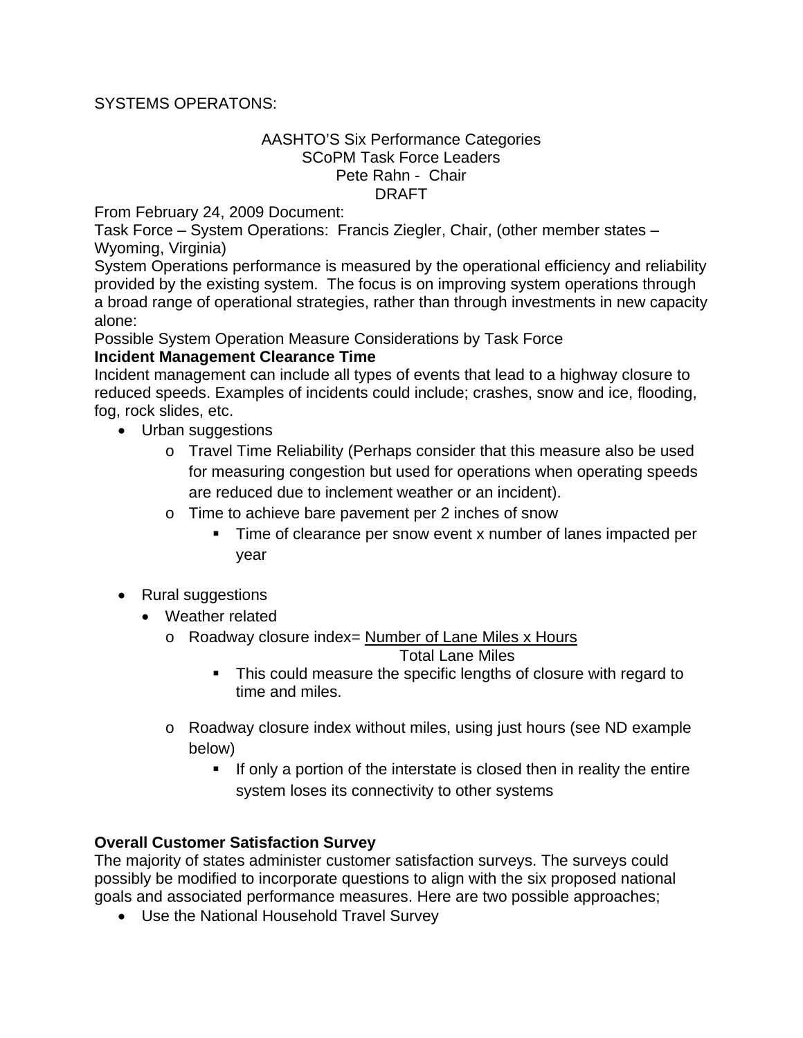SYSTEMS OPERATONS:

AASHTO'S Six Performance Categories
SCoPM Task Force Leaders
Pete Rahn - Chair
DRAFT

From February 24, 2009 Document:

Task Force – System Operations: Francis Ziegler, Chair, (other member states – Wyoming, Virginia)

System Operations performance is measured by the operational efficiency and reliability provided by the existing system. The focus is on improving system operations through a broad range of operational strategies, rather than through investments in new capacity alone:

Possible System Operation Measure Considerations by Task Force

**Incident Management Clearance Time**

Incident management can include all types of events that lead to a highway closure to reduced speeds. Examples of incidents could include; crashes, snow and ice, flooding, fog, rock slides, etc.

- Urban suggestions
  - Travel Time Reliability (Perhaps consider that this measure also be used for measuring congestion but used for operations when operating speeds are reduced due to inclement weather or an incident).
  - Time to achieve bare pavement per 2 inches of snow
    - Time of clearance per snow event x number of lanes impacted per year

- Rural suggestions
  - Weather related
    - Roadway closure index= $\frac{\text{Number of Lane Miles x Hours}}{\text{Total Lane Miles}}$
      - This could measure the specific lengths of closure with regard to time and miles.

    - Roadway closure index without miles, using just hours (see ND example below)
      - If only a portion of the interstate is closed then in reality the entire system loses its connectivity to other systems

**Overall Customer Satisfaction Survey**

The majority of states administer customer satisfaction surveys. The surveys could possibly be modified to incorporate questions to align with the six proposed national goals and associated performance measures. Here are two possible approaches;

- Use the National Household Travel Survey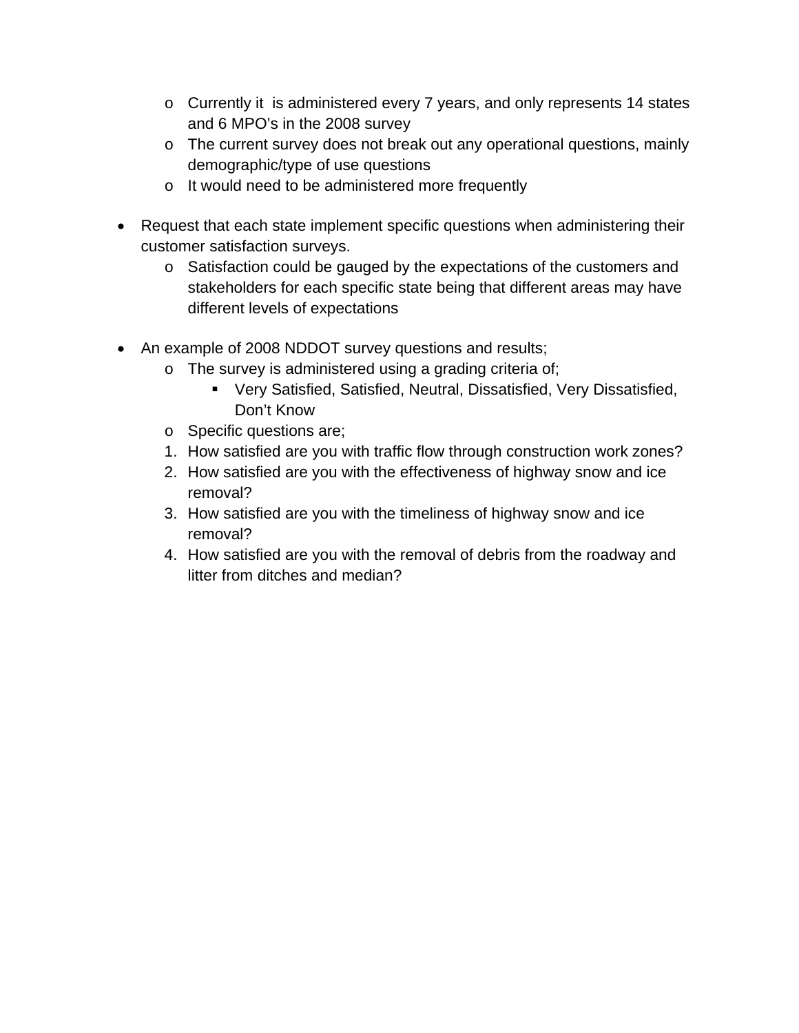- Currently it  is administered every 7 years, and only represents 14 states and 6 MPO's in the 2008 survey
  - The current survey does not break out any operational questions, mainly demographic/type of use questions
  - It would need to be administered more frequently

- Request that each state implement specific questions when administering their customer satisfaction surveys.
  - Satisfaction could be gauged by the expectations of the customers and stakeholders for each specific state being that different areas may have different levels of expectations

- An example of 2008 NDDOT survey questions and results;
  - The survey is administered using a grading criteria of;
    - Very Satisfied, Satisfied, Neutral, Dissatisfied, Very Dissatisfied, Don't Know
  - Specific questions are;
  1. How satisfied are you with traffic flow through construction work zones?
  2. How satisfied are you with the effectiveness of highway snow and ice removal?
  3. How satisfied are you with the timeliness of highway snow and ice removal?
  4. How satisfied are you with the removal of debris from the roadway and litter from ditches and median?